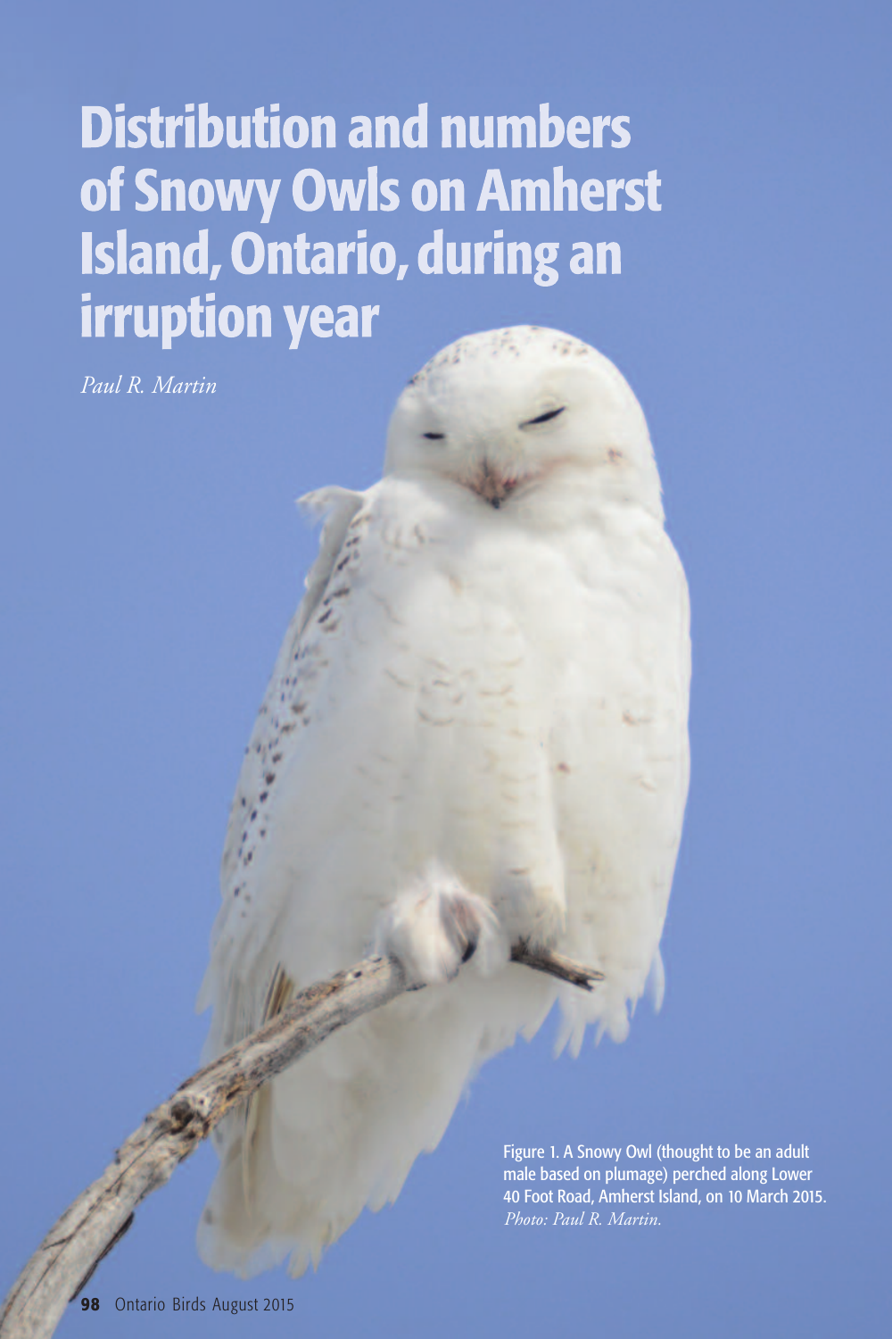# Distribution and numbers of Snowy Owls on Amherst Island, Ontario, during an irruption year

*Paul R. Martin*

Figure 1. A Snowy Owl (thought to be an adult male based on plumage) perched along Lower 40 Foot Road, Amherst Island, on 10 March 2015. *Photo: Paul R. Martin.*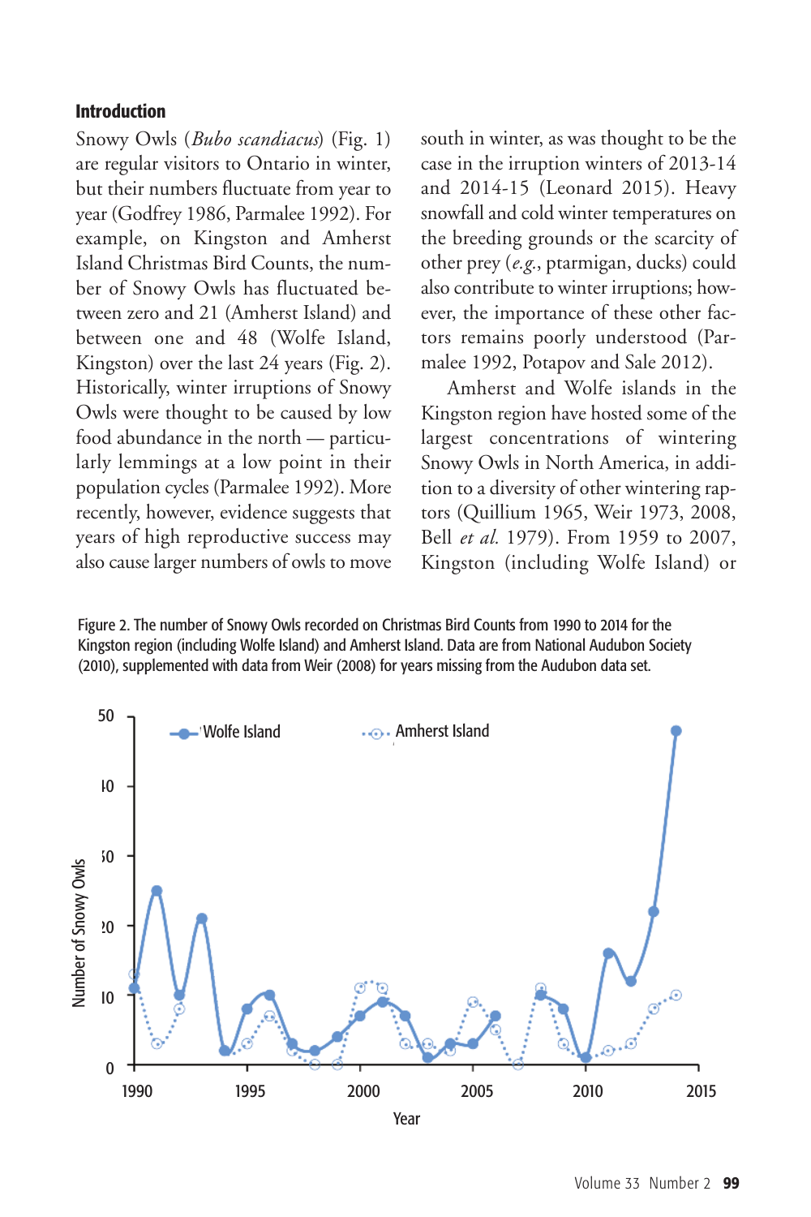## Introduction

Snowy Owls (*Bubo scandiacus*) (Fig. 1) are regular visitors to Ontario in winter, but their numbers fluctuate from year to year (Godfrey 1986, Parmalee 1992). For example, on Kingston and Amherst Island Christmas Bird Counts, the number of Snowy Owls has fluctuated between zero and 21 (Amherst Island) and between one and 48 (Wolfe Island, Kingston) over the last 24 years (Fig. 2). Historically, winter irruptions of Snowy Owls were thought to be caused by low food abundance in the north — particularly lemmings at a low point in their population cycles (Parmalee 1992). More recently, however, evidence suggests that years of high reproductive success may also cause larger numbers of owls to move south in winter, as was thought to be the case in the irruption winters of 2013-14 and 2014-15 (Leonard 2015). Heavy snowfall and cold winter temperatures on the breeding grounds or the scarcity of other prey (*e.g.*, ptarmigan, ducks) could also contribute to winter irruptions; however, the importance of these other factors remains poorly understood (Parmalee 1992, Potapov and Sale 2012).

Amherst and Wolfe islands in the Kingston region have hosted some of the largest concentrations of wintering Snowy Owls in North America, in addition to a diversity of other wintering raptors (Quillium 1965, Weir 1973, 2008, Bell *et al.* 1979). From 1959 to 2007, Kingston (including Wolfe Island) or

Figure 2. The number of Snowy Owls recorded on Christmas Bird Counts from 1990 to 2014 for the Kingston region (including Wolfe Island) and Amherst Island. Data are from National Audubon Society (2010), supplemented with data from Weir (2008) for years missing from the Audubon data set.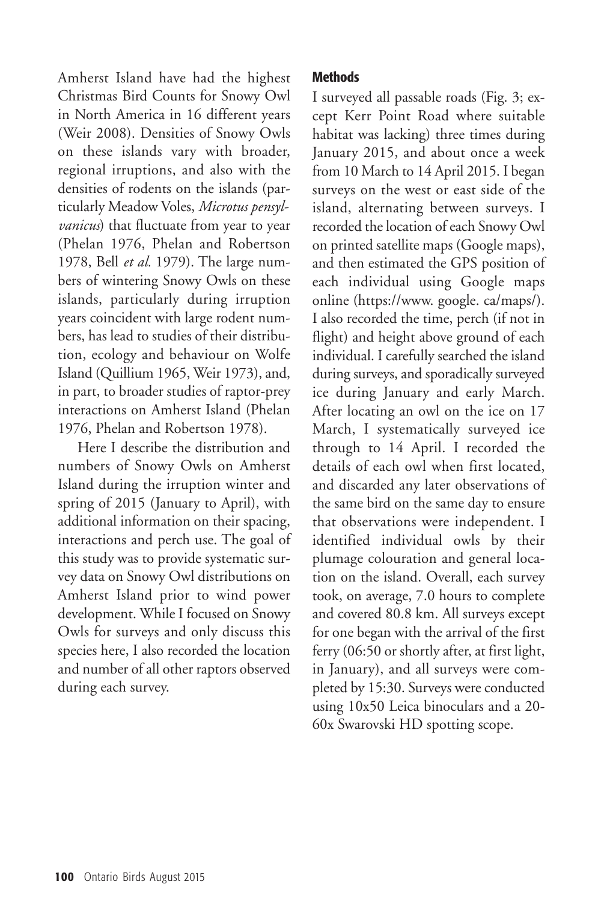Amherst Island have had the highest Christmas Bird Counts for Snowy Owl in North America in 16 different years (Weir 2008). Densities of Snowy Owls on these islands vary with broader, regional irruptions, and also with the densities of rodents on the islands (particularly Meadow Voles, *Microtus pensylvanicus*) that fluctuate from year to year (Phelan 1976, Phelan and Robertson 1978, Bell *et al.* 1979). The large numbers of wintering Snowy Owls on these islands, particularly during irruption years coincident with large rodent numbers, has lead to studies of their distribution, ecology and behaviour on Wolfe Island (Quillium 1965, Weir 1973), and, in part, to broader studies of raptor-prey interactions on Amherst Island (Phelan 1976, Phelan and Robertson 1978).

Here I describe the distribution and numbers of Snowy Owls on Amherst Island during the irruption winter and spring of 2015 (January to April), with additional information on their spacing, interactions and perch use. The goal of this study was to provide systematic survey data on Snowy Owl distributions on Amherst Island prior to wind power development. While I focused on Snowy Owls for surveys and only discuss this species here, I also recorded the location and number of all other raptors observed during each survey.

## Methods

I surveyed all passable roads (Fig. 3; except Kerr Point Road where suitable habitat was lacking) three times during January 2015, and about once a week from 10 March to 14 April 2015. I began surveys on the west or east side of the island, alternating between surveys. I recorded the location of each Snowy Owl on printed satellite maps (Google maps), and then estimated the GPS position of each individual using Google maps online (https://www. google. ca/maps/). I also recorded the time, perch (if not in flight) and height above ground of each individual. I carefully searched the island during surveys, and sporadically surveyed ice during January and early March. After locating an owl on the ice on 17 March, I systematically surveyed ice through to 14 April. I recorded the details of each owl when first located, and discarded any later observations of the same bird on the same day to ensure that observations were independent. I identified individual owls by their plumage colouration and general location on the island. Overall, each survey took, on average, 7.0 hours to complete and covered 80.8 km. All surveys except for one began with the arrival of the first ferry (06:50 or shortly after, at first light, in January), and all surveys were completed by 15:30. Surveys were conducted using 10x50 Leica binoculars and a 20-60x Swarovski HD spotting scope.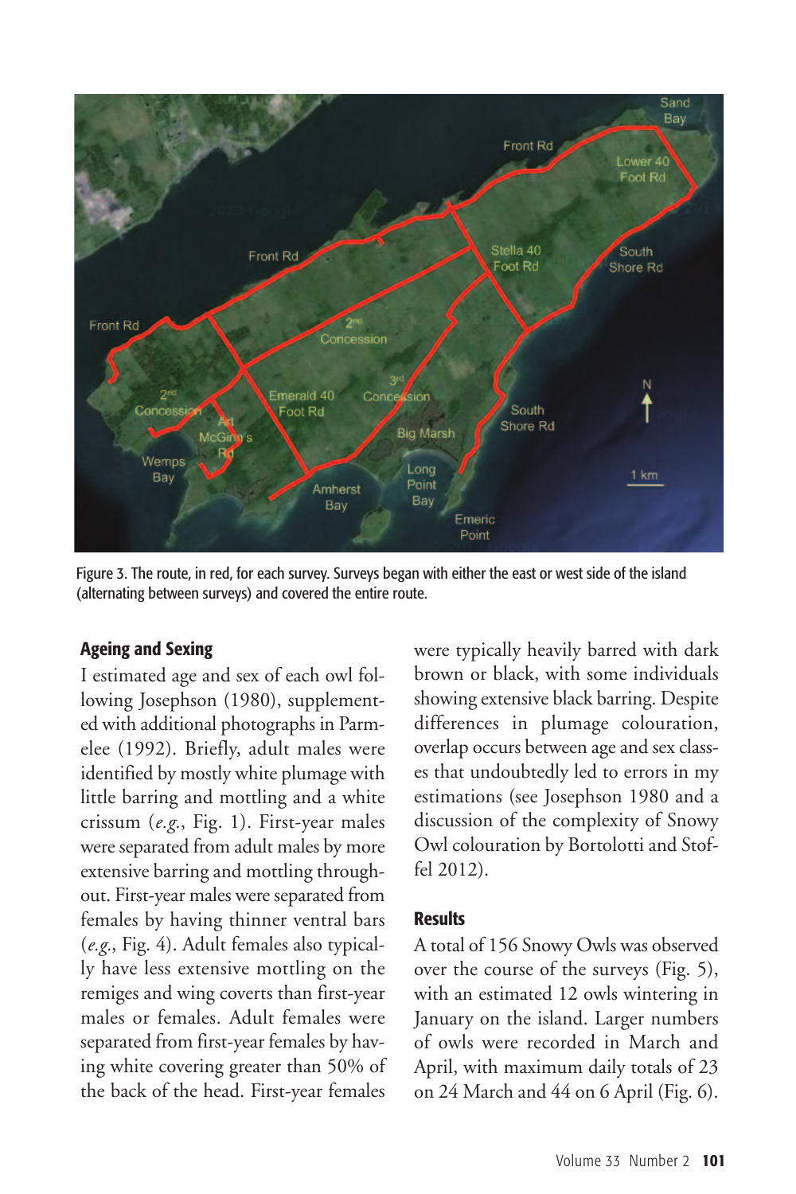Figure 3. The route, in red, for each survey. Surveys began with either the east or west side of the island (alternating between surveys) and covered the entire route.

### Ageing and Sexing

I estimated age and sex of each owl following Josephson (1980), supplemented with additional photographs in Parmelee (1992). Briefly, adult males were identified by mostly white plumage with little barring and mottling and a white crissum (*e.g.*, Fig. 1). First-year males were separated from adult males by more extensive barring and mottling throughout. First-year males were separated from females by having thinner ventral bars (*e.g.*, Fig. 4). Adult females also typically have less extensive mottling on the remiges and wing coverts than first-year males or females. Adult females were separated from first-year females by having white covering greater than 50% of the back of the head. First-year females were typically heavily barred with dark brown or black, with some individuals showing extensive black barring. Despite differences in plumage colouration, overlap occurs between age and sex classes that undoubtedly led to errors in my estimations (see Josephson 1980 and a discussion of the complexity of Snowy Owl colouration by Bortolotti and Stoffel 2012).

### Results

A total of 156 Snowy Owls was observed over the course of the surveys (Fig. 5), with an estimated 12 owls wintering in January on the island. Larger numbers of owls were recorded in March and April, with maximum daily totals of 23 on 24 March and 44 on 6 April (Fig. 6).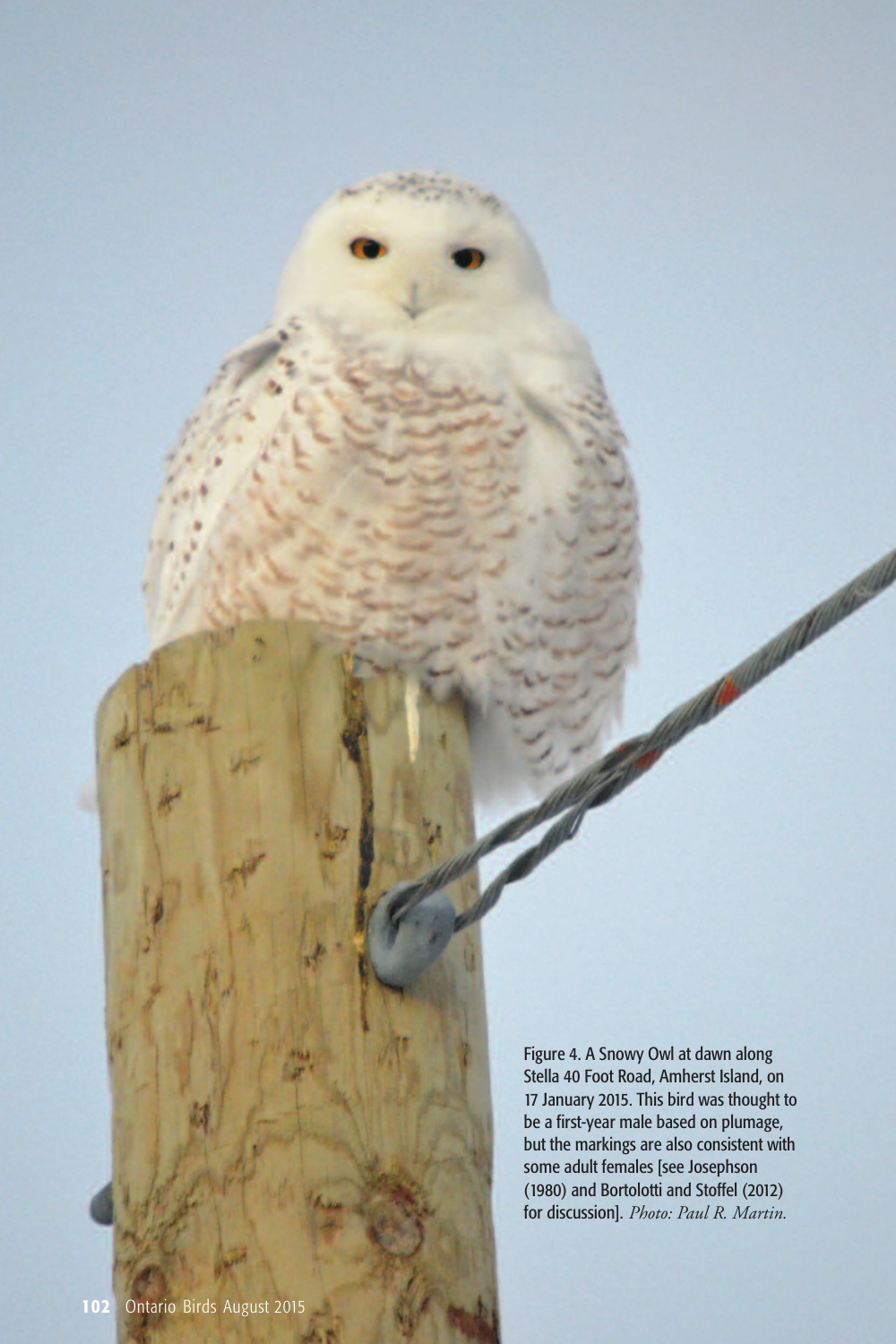Figure 4. A Snowy Owl at dawn along Stella 40 Foot Road, Amherst Island, on 17 January 2015. This bird was thought to be a first-year male based on plumage, but the markings are also consistent with some adult females [see Josephson (1980) and Bortolotti and Stoffel (2012) for discussion]. *Photo: Paul R. Martin.*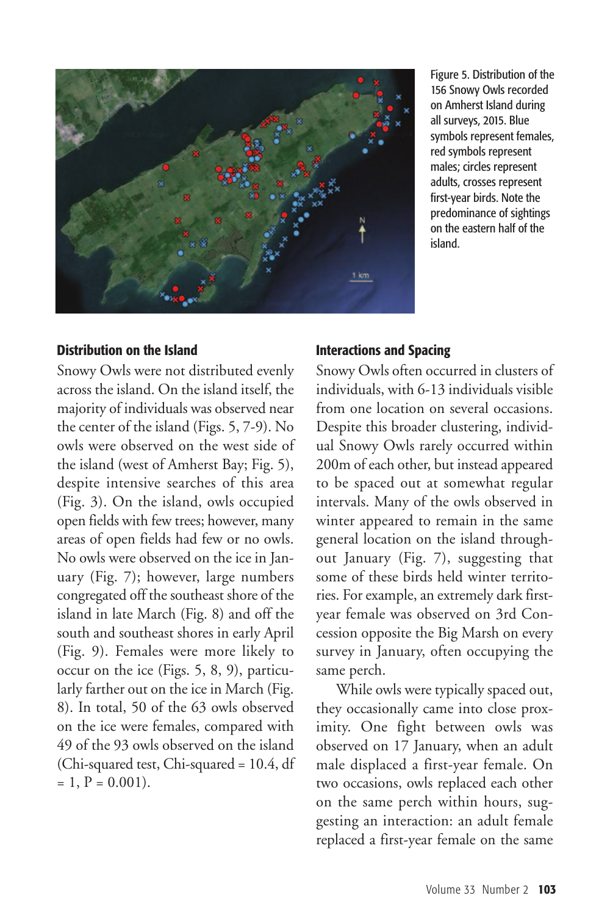Figure 5. Distribution of the 156 Snowy Owls recorded on Amherst Island during all surveys, 2015. Blue symbols represent females, red symbols represent males; circles represent adults, crosses represent first-year birds. Note the predominance of sightings on the eastern half of the island.

## Distribution on the Island

Snowy Owls were not distributed evenly across the island. On the island itself, the majority of individuals was observed near the center of the island (Figs. 5, 7-9). No owls were observed on the west side of the island (west of Amherst Bay; Fig. 5), despite intensive searches of this area (Fig. 3). On the island, owls occupied open fields with few trees; however, many areas of open fields had few or no owls. No owls were observed on the ice in January (Fig. 7); however, large numbers congregated off the southeast shore of the island in late March (Fig. 8) and off the south and southeast shores in early April (Fig. 9). Females were more likely to occur on the ice (Figs. 5, 8, 9), particularly farther out on the ice in March (Fig. 8). In total, 50 of the 63 owls observed on the ice were females, compared with 49 of the 93 owls observed on the island (Chi-squared test, Chi-squared = 10.4, df = 1, P = 0.001).

## Interactions and Spacing

Snowy Owls often occurred in clusters of individuals, with 6-13 individuals visible from one location on several occasions. Despite this broader clustering, individual Snowy Owls rarely occurred within 200m of each other, but instead appeared to be spaced out at somewhat regular intervals. Many of the owls observed in winter appeared to remain in the same general location on the island throughout January (Fig. 7), suggesting that some of these birds held winter territories. For example, an extremely dark first-year female was observed on 3rd Concession opposite the Big Marsh on every survey in January, often occupying the same perch.

While owls were typically spaced out, they occasionally came into close proximity. One fight between owls was observed on 17 January, when an adult male displaced a first-year female. On two occasions, owls replaced each other on the same perch within hours, suggesting an interaction: an adult female replaced a first-year female on the same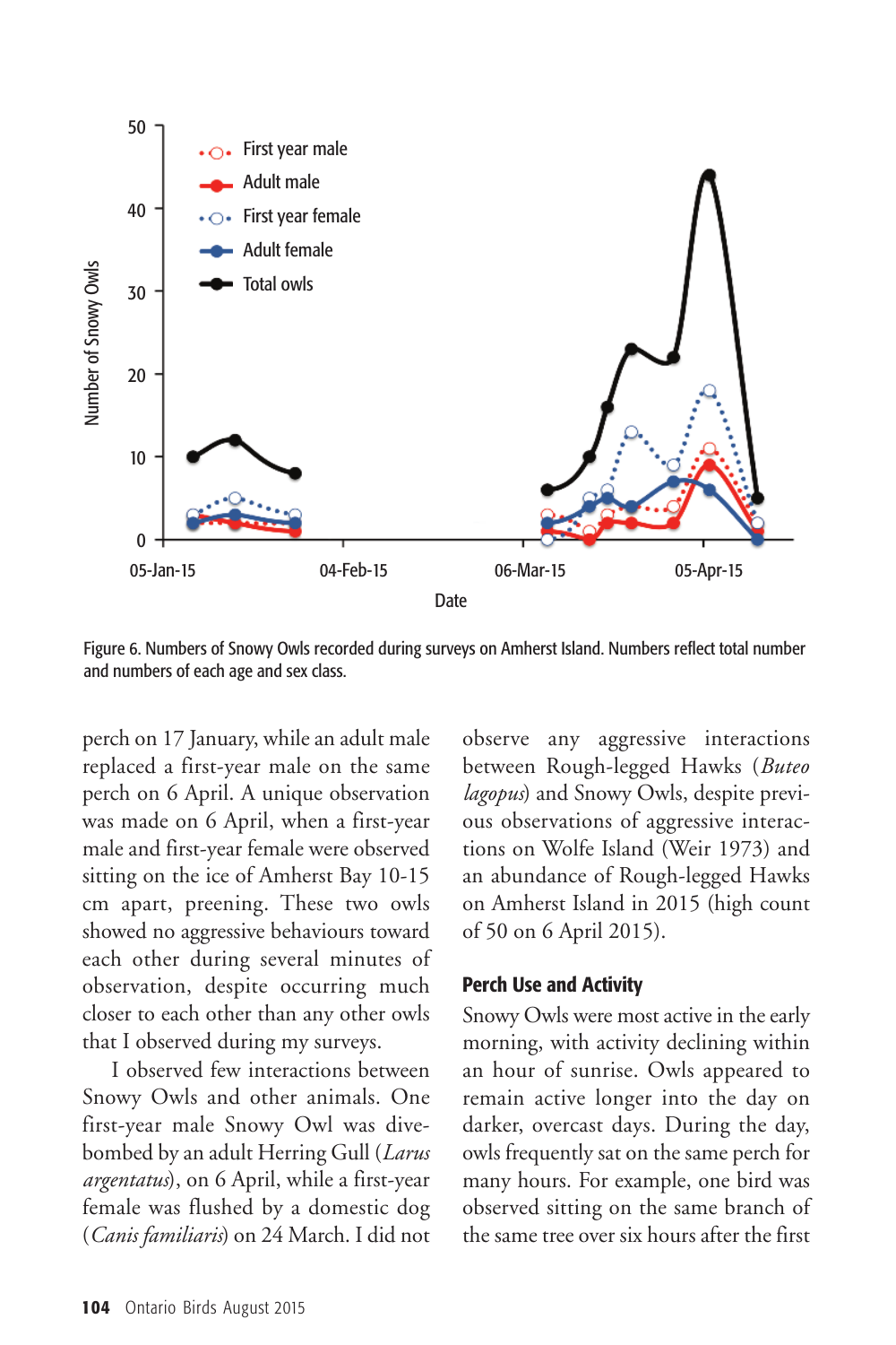Figure 6. Numbers of Snowy Owls recorded during surveys on Amherst Island. Numbers reflect total number and numbers of each age and sex class.

perch on 17 January, while an adult male replaced a first-year male on the same perch on 6 April. A unique observation was made on 6 April, when a first-year male and first-year female were observed sitting on the ice of Amherst Bay 10-15 cm apart, preening. These two owls showed no aggressive behaviours toward each other during several minutes of observation, despite occurring much closer to each other than any other owls that I observed during my surveys.

I observed few interactions between Snowy Owls and other animals. One first-year male Snowy Owl was dive-bombed by an adult Herring Gull (*Larus argentatus*), on 6 April, while a first-year female was flushed by a domestic dog (*Canis familiaris*) on 24 March. I did not observe any aggressive interactions between Rough-legged Hawks (*Buteo lagopus*) and Snowy Owls, despite previous observations of aggressive interactions on Wolfe Island (Weir 1973) and an abundance of Rough-legged Hawks on Amherst Island in 2015 (high count of 50 on 6 April 2015).

### Perch Use and Activity

Snowy Owls were most active in the early morning, with activity declining within an hour of sunrise. Owls appeared to remain active longer into the day on darker, overcast days. During the day, owls frequently sat on the same perch for many hours. For example, one bird was observed sitting on the same branch of the same tree over six hours after the first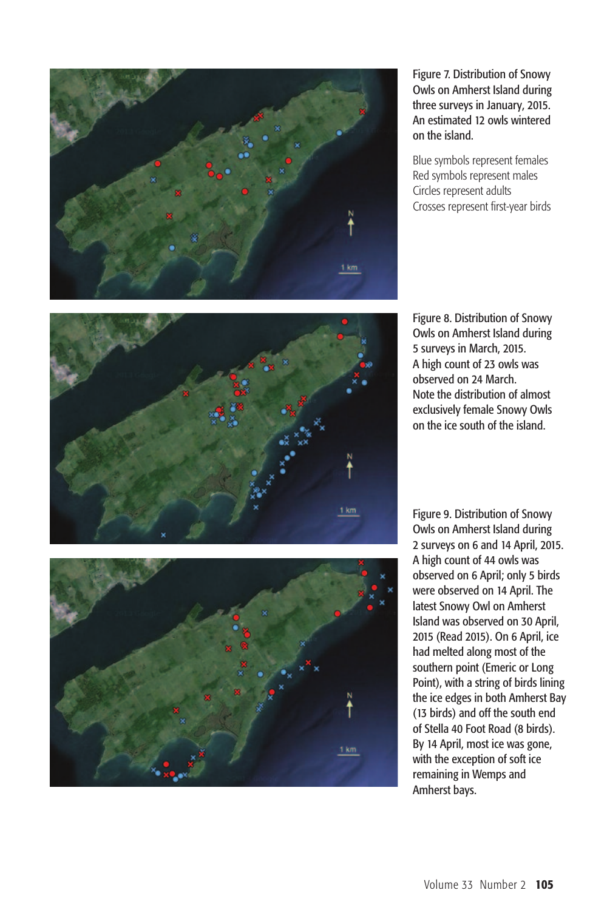Figure 7. Distribution of Snowy Owls on Amherst Island during three surveys in January, 2015. An estimated 12 owls wintered on the island.

Blue symbols represent females
Red symbols represent males
Circles represent adults
Crosses represent first-year birds

Figure 8. Distribution of Snowy Owls on Amherst Island during 5 surveys in March, 2015. A high count of 23 owls was observed on 24 March. Note the distribution of almost exclusively female Snowy Owls on the ice south of the island.

Figure 9. Distribution of Snowy Owls on Amherst Island during 2 surveys on 6 and 14 April, 2015. A high count of 44 owls was observed on 6 April; only 5 birds were observed on 14 April. The latest Snowy Owl on Amherst Island was observed on 30 April, 2015 (Read 2015). On 6 April, ice had melted along most of the southern point (Emeric or Long Point), with a string of birds lining the ice edges in both Amherst Bay (13 birds) and off the south end of Stella 40 Foot Road (8 birds). By 14 April, most ice was gone, with the exception of soft ice remaining in Wemps and Amherst bays.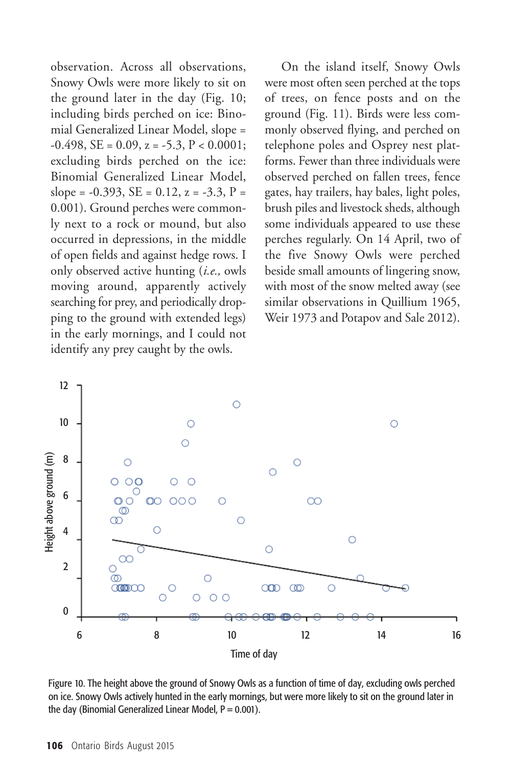observation. Across all observations, Snowy Owls were more likely to sit on the ground later in the day (Fig. 10; including birds perched on ice: Binomial Generalized Linear Model, slope = -0.498, SE = 0.09, z = -5.3, $P < 0.0001$; excluding birds perched on the ice: Binomial Generalized Linear Model, slope = -0.393, SE = 0.12, z = -3.3, P = 0.001). Ground perches were commonly next to a rock or mound, but also occurred in depressions, in the middle of open fields and against hedge rows. I only observed active hunting (*i.e.,* owls moving around, apparently actively searching for prey, and periodically dropping to the ground with extended legs) in the early mornings, and I could not identify any prey caught by the owls.

On the island itself, Snowy Owls were most often seen perched at the tops of trees, on fence posts and on the ground (Fig. 11). Birds were less commonly observed flying, and perched on telephone poles and Osprey nest platforms. Fewer than three individuals were observed perched on fallen trees, fence gates, hay trailers, hay bales, light poles, brush piles and livestock sheds, although some individuals appeared to use these perches regularly. On 14 April, two of the five Snowy Owls were perched beside small amounts of lingering snow, with most of the snow melted away (see similar observations in Quillium 1965, Weir 1973 and Potapov and Sale 2012).

Figure 10. The height above the ground of Snowy Owls as a function of time of day, excluding owls perched on ice. Snowy Owls actively hunted in the early mornings, but were more likely to sit on the ground later in the day (Binomial Generalized Linear Model, P = 0.001).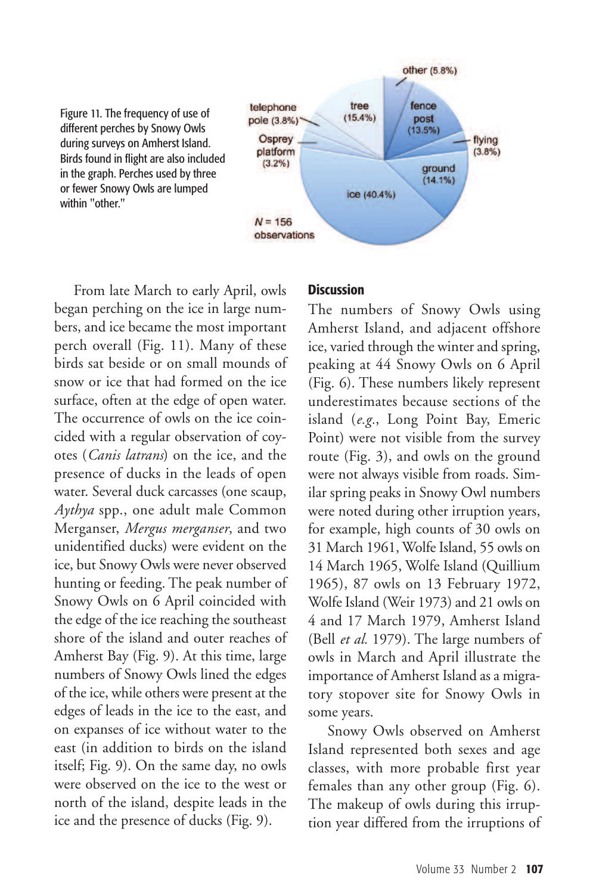Figure 11. The frequency of use of different perches by Snowy Owls during surveys on Amherst Island. Birds found in flight are also included in the graph. Perches used by three or fewer Snowy Owls are lumped within "other."

From late March to early April, owls began perching on the ice in large numbers, and ice became the most important perch overall (Fig. 11). Many of these birds sat beside or on small mounds of snow or ice that had formed on the ice surface, often at the edge of open water. The occurrence of owls on the ice coincided with a regular observation of coyotes (*Canis latrans*) on the ice, and the presence of ducks in the leads of open water. Several duck carcasses (one scaup, *Aythya* spp., one adult male Common Merganser, *Mergus merganser*, and two unidentified ducks) were evident on the ice, but Snowy Owls were never observed hunting or feeding. The peak number of Snowy Owls on 6 April coincided with the edge of the ice reaching the southeast shore of the island and outer reaches of Amherst Bay (Fig. 9). At this time, large numbers of Snowy Owls lined the edges of the ice, while others were present at the edges of leads in the ice to the east, and on expanses of ice without water to the east (in addition to birds on the island itself; Fig. 9). On the same day, no owls were observed on the ice to the west or north of the island, despite leads in the ice and the presence of ducks (Fig. 9).

## Discussion

The numbers of Snowy Owls using Amherst Island, and adjacent offshore ice, varied through the winter and spring, peaking at 44 Snowy Owls on 6 April (Fig. 6). These numbers likely represent underestimates because sections of the island (*e.g.*, Long Point Bay, Emeric Point) were not visible from the survey route (Fig. 3), and owls on the ground were not always visible from roads. Similar spring peaks in Snowy Owl numbers were noted during other irruption years, for example, high counts of 30 owls on 31 March 1961, Wolfe Island, 55 owls on 14 March 1965, Wolfe Island (Quillium 1965), 87 owls on 13 February 1972, Wolfe Island (Weir 1973) and 21 owls on 4 and 17 March 1979, Amherst Island (Bell *et al.* 1979). The large numbers of owls in March and April illustrate the importance of Amherst Island as a migratory stopover site for Snowy Owls in some years.

Snowy Owls observed on Amherst Island represented both sexes and age classes, with more probable first year females than any other group (Fig. 6). The makeup of owls during this irruption year differed from the irruptions of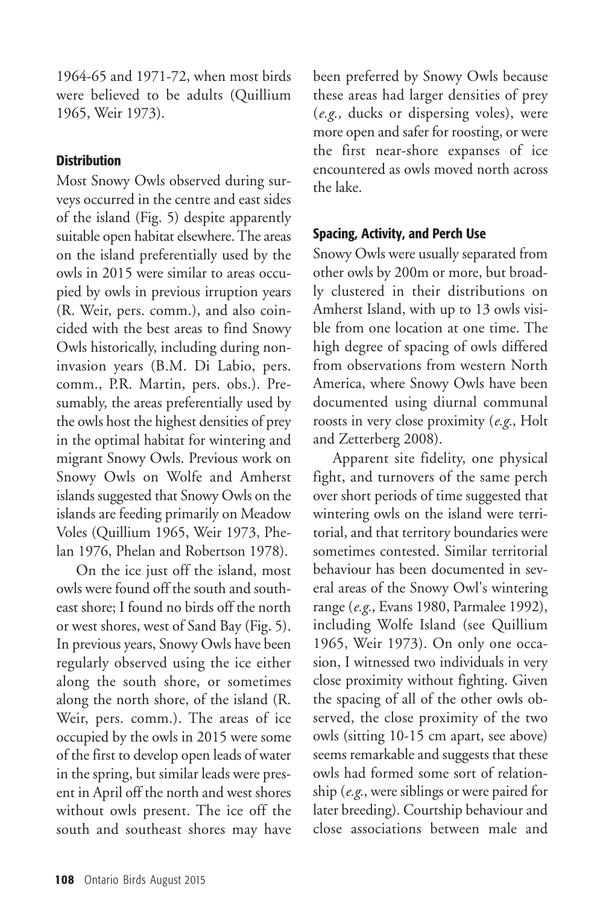1964-65 and 1971-72, when most birds were believed to be adults (Quillium 1965, Weir 1973).

### Distribution

Most Snowy Owls observed during surveys occurred in the centre and east sides of the island (Fig. 5) despite apparently suitable open habitat elsewhere. The areas on the island preferentially used by the owls in 2015 were similar to areas occupied by owls in previous irruption years (R. Weir, pers. comm.), and also coincided with the best areas to find Snowy Owls historically, including during non-invasion years (B.M. Di Labio, pers. comm., P.R. Martin, pers. obs.). Presumably, the areas preferentially used by the owls host the highest densities of prey in the optimal habitat for wintering and migrant Snowy Owls. Previous work on Snowy Owls on Wolfe and Amherst islands suggested that Snowy Owls on the islands are feeding primarily on Meadow Voles (Quillium 1965, Weir 1973, Phelan 1976, Phelan and Robertson 1978).

On the ice just off the island, most owls were found off the south and southeast shore; I found no birds off the north or west shores, west of Sand Bay (Fig. 5). In previous years, Snowy Owls have been regularly observed using the ice either along the south shore, or sometimes along the north shore, of the island (R. Weir, pers. comm.). The areas of ice occupied by the owls in 2015 were some of the first to develop open leads of water in the spring, but similar leads were present in April off the north and west shores without owls present. The ice off the south and southeast shores may have been preferred by Snowy Owls because these areas had larger densities of prey (*e.g.,* ducks or dispersing voles), were more open and safer for roosting, or were the first near-shore expanses of ice encountered as owls moved north across the lake.

### Spacing, Activity, and Perch Use

Snowy Owls were usually separated from other owls by 200m or more, but broadly clustered in their distributions on Amherst Island, with up to 13 owls visible from one location at one time. The high degree of spacing of owls differed from observations from western North America, where Snowy Owls have been documented using diurnal communal roosts in very close proximity (*e.g.*, Holt and Zetterberg 2008).

Apparent site fidelity, one physical fight, and turnovers of the same perch over short periods of time suggested that wintering owls on the island were territorial, and that territory boundaries were sometimes contested. Similar territorial behaviour has been documented in several areas of the Snowy Owl's wintering range (*e.g.*, Evans 1980, Parmalee 1992), including Wolfe Island (see Quillium 1965, Weir 1973). On only one occasion, I witnessed two individuals in very close proximity without fighting. Given the spacing of all of the other owls observed, the close proximity of the two owls (sitting 10-15 cm apart, see above) seems remarkable and suggests that these owls had formed some sort of relationship (*e.g.*, were siblings or were paired for later breeding). Courtship behaviour and close associations between male and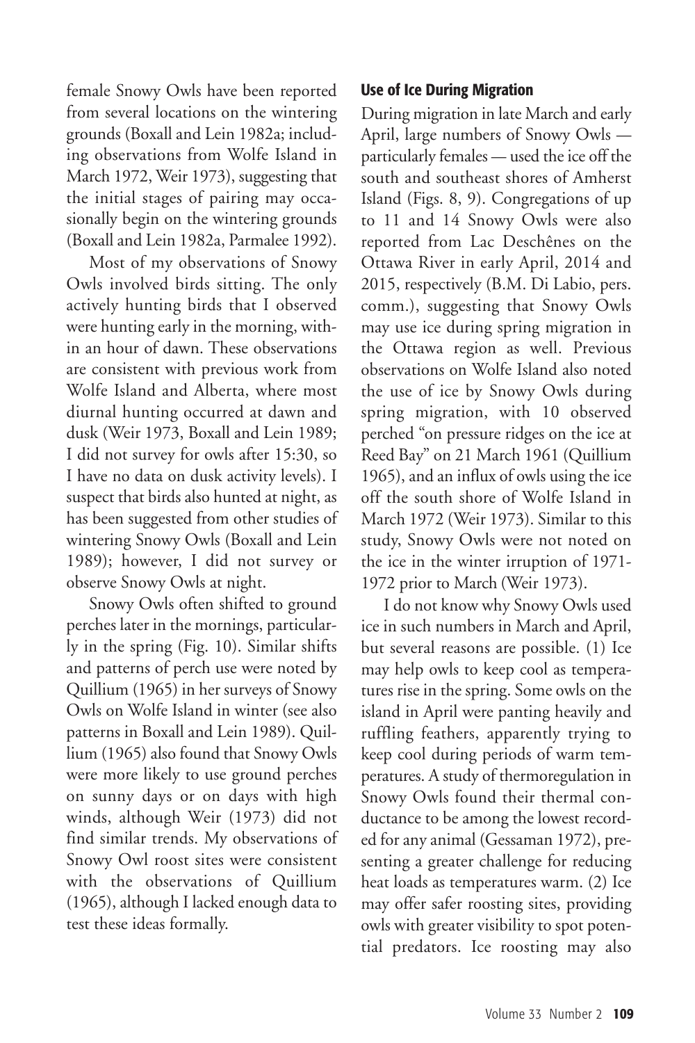female Snowy Owls have been reported from several locations on the wintering grounds (Boxall and Lein 1982a; including observations from Wolfe Island in March 1972, Weir 1973), suggesting that the initial stages of pairing may occasionally begin on the wintering grounds (Boxall and Lein 1982a, Parmalee 1992).

Most of my observations of Snowy Owls involved birds sitting. The only actively hunting birds that I observed were hunting early in the morning, within an hour of dawn. These observations are consistent with previous work from Wolfe Island and Alberta, where most diurnal hunting occurred at dawn and dusk (Weir 1973, Boxall and Lein 1989; I did not survey for owls after 15:30, so I have no data on dusk activity levels). I suspect that birds also hunted at night, as has been suggested from other studies of wintering Snowy Owls (Boxall and Lein 1989); however, I did not survey or observe Snowy Owls at night.

Snowy Owls often shifted to ground perches later in the mornings, particularly in the spring (Fig. 10). Similar shifts and patterns of perch use were noted by Quillium (1965) in her surveys of Snowy Owls on Wolfe Island in winter (see also patterns in Boxall and Lein 1989). Quillium (1965) also found that Snowy Owls were more likely to use ground perches on sunny days or on days with high winds, although Weir (1973) did not find similar trends. My observations of Snowy Owl roost sites were consistent with the observations of Quillium (1965), although I lacked enough data to test these ideas formally.

### Use of Ice During Migration

During migration in late March and early April, large numbers of Snowy Owls — particularly females — used the ice off the south and southeast shores of Amherst Island (Figs. 8, 9). Congregations of up to 11 and 14 Snowy Owls were also reported from Lac Deschênes on the Ottawa River in early April, 2014 and 2015, respectively (B.M. Di Labio, pers. comm.), suggesting that Snowy Owls may use ice during spring migration in the Ottawa region as well. Previous observations on Wolfe Island also noted the use of ice by Snowy Owls during spring migration, with 10 observed perched "on pressure ridges on the ice at Reed Bay" on 21 March 1961 (Quillium 1965), and an influx of owls using the ice off the south shore of Wolfe Island in March 1972 (Weir 1973). Similar to this study, Snowy Owls were not noted on the ice in the winter irruption of 1971-1972 prior to March (Weir 1973).

I do not know why Snowy Owls used ice in such numbers in March and April, but several reasons are possible. (1) Ice may help owls to keep cool as temperatures rise in the spring. Some owls on the island in April were panting heavily and ruffling feathers, apparently trying to keep cool during periods of warm temperatures. A study of thermoregulation in Snowy Owls found their thermal conductance to be among the lowest recorded for any animal (Gessaman 1972), presenting a greater challenge for reducing heat loads as temperatures warm. (2) Ice may offer safer roosting sites, providing owls with greater visibility to spot potential predators. Ice roosting may also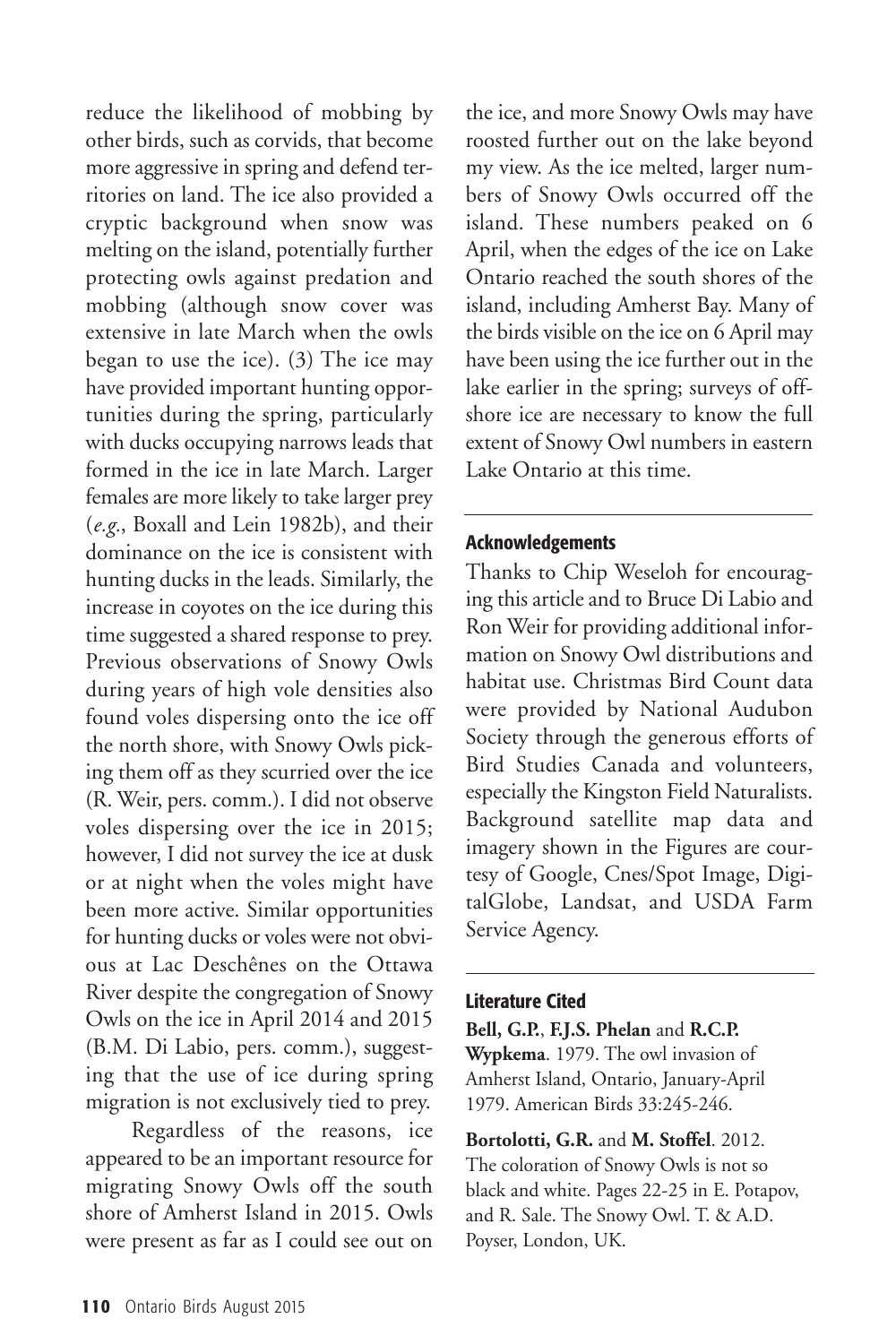reduce the likelihood of mobbing by other birds, such as corvids, that become more aggressive in spring and defend territories on land. The ice also provided a cryptic background when snow was melting on the island, potentially further protecting owls against predation and mobbing (although snow cover was extensive in late March when the owls began to use the ice). (3) The ice may have provided important hunting opportunities during the spring, particularly with ducks occupying narrows leads that formed in the ice in late March. Larger females are more likely to take larger prey (*e.g.*, Boxall and Lein 1982b), and their dominance on the ice is consistent with hunting ducks in the leads. Similarly, the increase in coyotes on the ice during this time suggested a shared response to prey. Previous observations of Snowy Owls during years of high vole densities also found voles dispersing onto the ice off the north shore, with Snowy Owls picking them off as they scurried over the ice (R. Weir, pers. comm.). I did not observe voles dispersing over the ice in 2015; however, I did not survey the ice at dusk or at night when the voles might have been more active. Similar opportunities for hunting ducks or voles were not obvious at Lac Deschênes on the Ottawa River despite the congregation of Snowy Owls on the ice in April 2014 and 2015 (B.M. Di Labio, pers. comm.), suggesting that the use of ice during spring migration is not exclusively tied to prey.

Regardless of the reasons, ice appeared to be an important resource for migrating Snowy Owls off the south shore of Amherst Island in 2015. Owls were present as far as I could see out on the ice, and more Snowy Owls may have roosted further out on the lake beyond my view. As the ice melted, larger numbers of Snowy Owls occurred off the island. These numbers peaked on 6 April, when the edges of the ice on Lake Ontario reached the south shores of the island, including Amherst Bay. Many of the birds visible on the ice on 6 April may have been using the ice further out in the lake earlier in the spring; surveys of offshore ice are necessary to know the full extent of Snowy Owl numbers in eastern Lake Ontario at this time.

## Acknowledgements

Thanks to Chip Weseloh for encouraging this article and to Bruce Di Labio and Ron Weir for providing additional information on Snowy Owl distributions and habitat use. Christmas Bird Count data were provided by National Audubon Society through the generous efforts of Bird Studies Canada and volunteers, especially the Kingston Field Naturalists. Background satellite map data and imagery shown in the Figures are courtesy of Google, Cnes/Spot Image, DigitalGlobe, Landsat, and USDA Farm Service Agency.

## Literature Cited

**Bell, G.P.**, **F.J.S. Phelan** and **R.C.P. Wypkema**. 1979. The owl invasion of Amherst Island, Ontario, January-April 1979. American Birds 33:245-246.

**Bortolotti, G.R.** and **M. Stoffel**. 2012. The coloration of Snowy Owls is not so black and white. Pages 22-25 in E. Potapov, and R. Sale. The Snowy Owl. T. & A.D. Poyser, London, UK.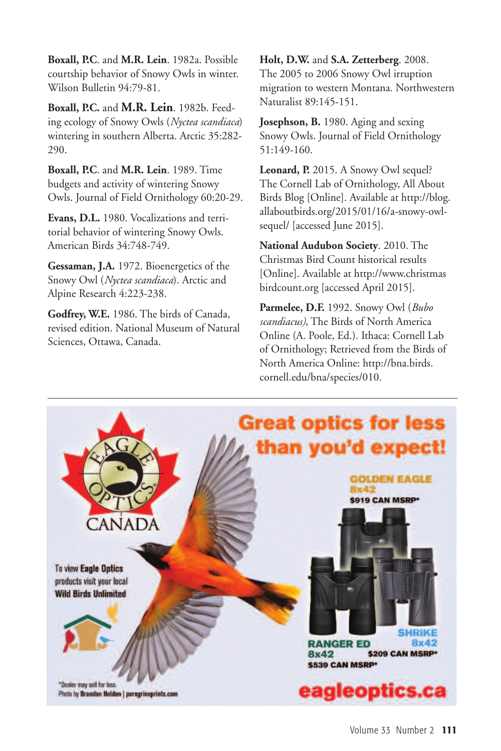**Boxall, P.C**. and **M.R. Lein**. 1982a. Possible courtship behavior of Snowy Owls in winter. Wilson Bulletin 94:79-81.

**Boxall, P.C.** and **M.R. Lein**. 1982b. Feeding ecology of Snowy Owls (*Nyctea scandiaca*) wintering in southern Alberta. Arctic 35:282-290.

**Boxall, P.C**. and **M.R. Lein**. 1989. Time budgets and activity of wintering Snowy Owls. Journal of Field Ornithology 60:20-29.

**Evans, D.L.** 1980. Vocalizations and territorial behavior of wintering Snowy Owls. American Birds 34:748-749.

**Gessaman, J.A.** 1972. Bioenergetics of the Snowy Owl (*Nyctea scandiaca*). Arctic and Alpine Research 4:223-238.

**Godfrey, W.E.** 1986. The birds of Canada, revised edition. National Museum of Natural Sciences, Ottawa, Canada.

**Holt, D.W.** and **S.A. Zetterberg**. 2008. The 2005 to 2006 Snowy Owl irruption migration to western Montana. Northwestern Naturalist 89:145-151.

**Josephson, B.** 1980. Aging and sexing Snowy Owls. Journal of Field Ornithology 51:149-160.

**Leonard, P.** 2015. A Snowy Owl sequel? The Cornell Lab of Ornithology, All About Birds Blog [Online]. Available at http://blog.allaboutbirds.org/2015/01/16/a-snowy-owl-sequel/ [accessed June 2015].

**National Audubon Society**. 2010. The Christmas Bird Count historical results [Online]. Available at http://www.christmasbirdcount.org [accessed April 2015].

**Parmelee, D.F.** 1992. Snowy Owl (*Bubo scandiacus)*, The Birds of North America Online (A. Poole, Ed.). Ithaca: Cornell Lab of Ornithology; Retrieved from the Birds of North America Online: http://bna.birds.cornell.edu/bna/species/010.

---

Great optics for less than you'd expect!

EAGLE OPTICS CANADA

GOLDEN EAGLE 8x42 $919 CAN MSRP*

RANGER ED 8x42 $539 CAN MSRP*

SHRIKE 8x42 $209 CAN MSRP*

To view Eagle Optics products visit your local Wild Birds Unlimited

*Dealer may sell for less.
Photo by Brandon Holden | peregrineprints.com

eagleoptics.ca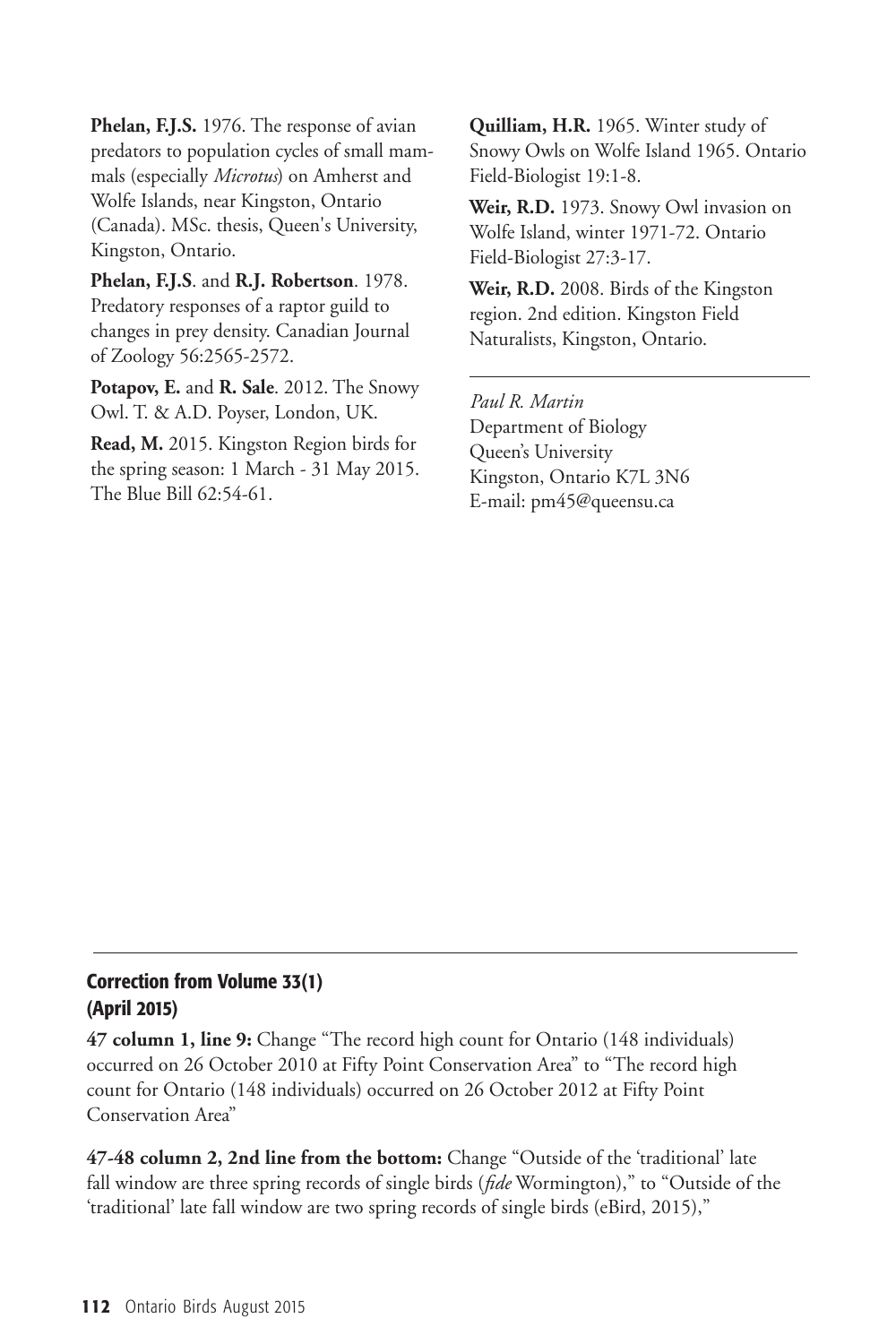**Phelan, F.J.S.** 1976. The response of avian predators to population cycles of small mammals (especially *Microtus*) on Amherst and Wolfe Islands, near Kingston, Ontario (Canada). MSc. thesis, Queen's University, Kingston, Ontario.

**Phelan, F.J.S**. and **R.J. Robertson**. 1978. Predatory responses of a raptor guild to changes in prey density. Canadian Journal of Zoology 56:2565-2572.

**Potapov, E.** and **R. Sale**. 2012. The Snowy Owl. T. & A.D. Poyser, London, UK.

**Read, M.** 2015. Kingston Region birds for the spring season: 1 March - 31 May 2015. The Blue Bill 62:54-61.

**Quilliam, H.R.** 1965. Winter study of Snowy Owls on Wolfe Island 1965. Ontario Field-Biologist 19:1-8.

**Weir, R.D.** 1973. Snowy Owl invasion on Wolfe Island, winter 1971-72. Ontario Field-Biologist 27:3-17.

**Weir, R.D.** 2008. Birds of the Kingston region. 2nd edition. Kingston Field Naturalists, Kingston, Ontario.

*Paul R. Martin*
Department of Biology
Queen's University
Kingston, Ontario K7L 3N6
E-mail: pm45@queensu.ca

## Correction from Volume 33(1) (April 2015)

**47 column 1, line 9:** Change "The record high count for Ontario (148 individuals) occurred on 26 October 2010 at Fifty Point Conservation Area" to "The record high count for Ontario (148 individuals) occurred on 26 October 2012 at Fifty Point Conservation Area"

**47-48 column 2, 2nd line from the bottom:** Change "Outside of the 'traditional' late fall window are three spring records of single birds (*fide* Wormington)," to "Outside of the 'traditional' late fall window are two spring records of single birds (eBird, 2015),"